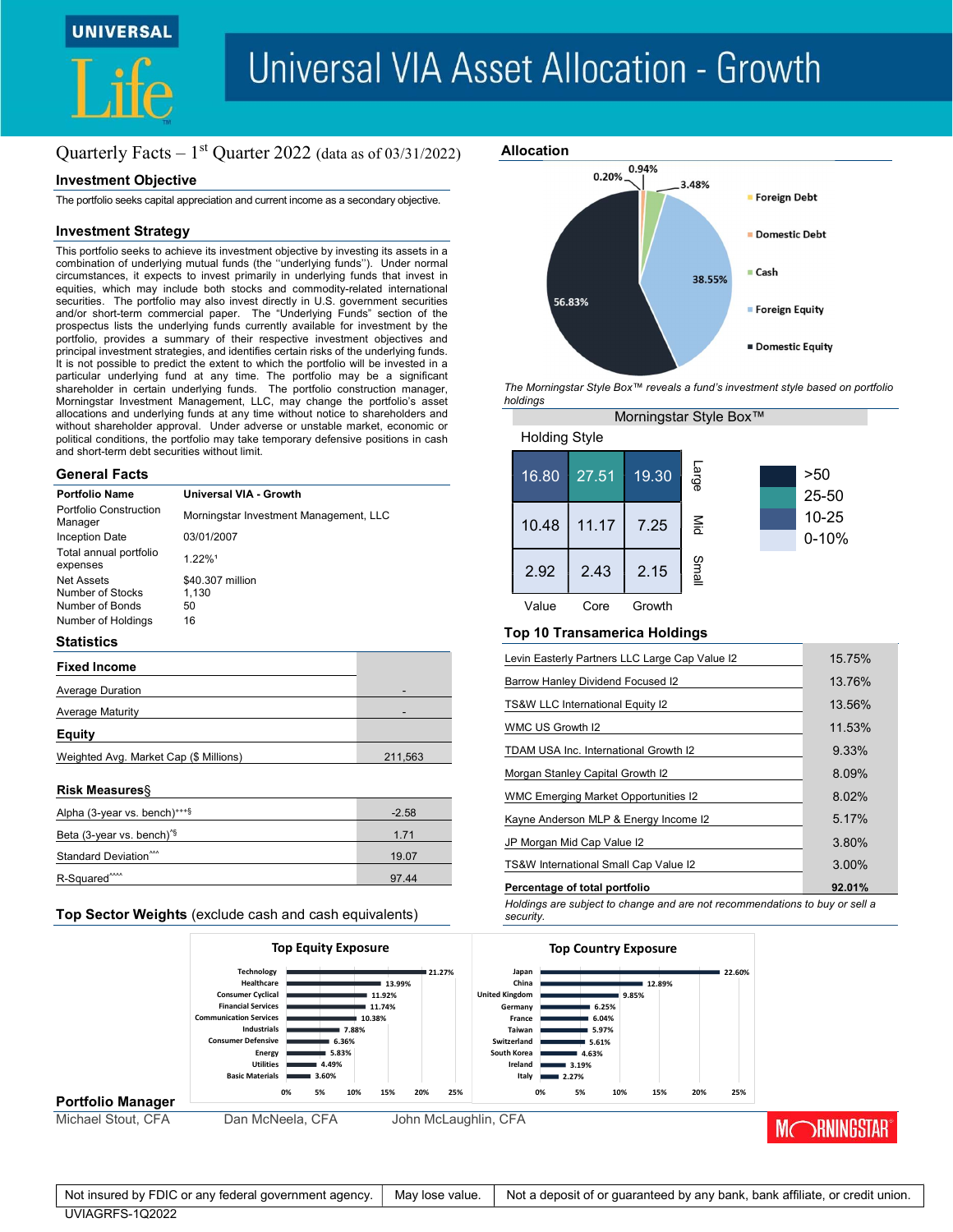# Universal VIA Asset Allocation - Growth

Quarterly Facts – 1st Quarter 2022 (data as of 03/31/2022)

## Investment Objective

The portfolio seeks capital appreciation and current income as a secondary objective.

## Investment Strategy

This portfolio seeks to achieve its investment objective by investing its assets in a combination of underlying mutual funds (the "underlying funds"). Under normal circumstances, it expects to invest primarily in underlying funds that invest in equities, which may include both stocks and commodity-related international securities. The portfolio may also invest directly in U.S. government securities and/or short-term commercial paper. The "Underlying Funds" section of the prospectus lists the underlying funds currently available for investment by the portfolio, provides a summary of their respective investment objectives and principal investment strategies, and identifies certain risks of the underlying funds. It is not possible to predict the extent to which the portfolio will be invested in a particular underlying fund at any time. The portfolio may be a significant shareholder in certain underlying funds. The portfolio construction manager, Morningstar Investment Management, LLC, may change the portfolio's asset allocations and underlying funds at any time without notice to shareholders and without shareholder approval. Under adverse or unstable market, economic or political conditions, the portfolio may take temporary defensive positions in cash and short-term debt securities without limit.

## General Facts

| | |
|---|---|
| **Portfolio Name** | **Universal VIA - Growth** |
| Portfolio Construction Manager | Morningstar Investment Management, LLC |
| Inception Date | 03/01/2007 |
| Total annual portfolio expenses | 1.22%[1] |
| Net Assets | $40.307 million |
| Number of Stocks | 1,130 |
| Number of Bonds | 50 |
| Number of Holdings | 16 |

## Statistics

| **Fixed Income** | |
|---|---|
| Average Duration | - |
| Average Maturity | - |
| **Equity** | |
| Weighted Avg. Market Cap ($ Millions) | 211,563 |

| **Risk Measures§** | |
|---|---|
| Alpha (3-year vs. bench)[+++§] | -2.58 |
| Beta (3-year vs. bench)[*§] | 1.71 |
| Standard Deviation[^^^] | 19.07 |
| R-Squared[^^^^] | 97.44 |

## Allocation

| Asset Class | % |
|---|---|
| Foreign Debt | 0.20% |
| Domestic Debt | 0.94% |
| Cash | 3.48% |
| Foreign Equity | 38.55% |
| Domestic Equity | 56.83% |

*The Morningstar Style Box™ reveals a fund's investment style based on portfolio holdings*

### Morningstar Style Box™

Holding Style

| | Value | Core | Growth |
|---|---|---|---|
| Large | 16.80 | 27.51 | 19.30 |
| Mid | 10.48 | 11.17 | 7.25 |
| Small | 2.92 | 2.43 | 2.15 |

Legend: >50, 25-50, 10-25, 0-10%

## Top 10 Transamerica Holdings

| | |
|---|---|
| Levin Easterly Partners LLC Large Cap Value I2 | 15.75% |
| Barrow Hanley Dividend Focused I2 | 13.76% |
| TS&W LLC International Equity I2 | 13.56% |
| WMC US Growth I2 | 11.53% |
| TDAM USA Inc. International Growth I2 | 9.33% |
| Morgan Stanley Capital Growth I2 | 8.09% |
| WMC Emerging Market Opportunities I2 | 8.02% |
| Kayne Anderson MLP & Energy Income I2 | 5.17% |
| JP Morgan Mid Cap Value I2 | 3.80% |
| TS&W International Small Cap Value I2 | 3.00% |
| **Percentage of total portfolio** | **92.01%** |

*Holdings are subject to change and are not recommendations to buy or sell a security.*

## Top Sector Weights (exclude cash and cash equivalents)

### Top Equity Exposure

| Sector | % |
|---|---|
| Technology | 21.27% |
| Healthcare | 13.99% |
| Consumer Cyclical | 11.92% |
| Financial Services | 11.74% |
| Communication Services | 10.38% |
| Industrials | 7.88% |
| Consumer Defensive | 6.36% |
| Energy | 5.83% |
| Utilities | 4.49% |
| Basic Materials | 3.60% |

### Top Country Exposure

| Country | % |
|---|---|
| Japan | 22.60% |
| China | 12.89% |
| United Kingdom | 9.85% |
| Germany | 6.25% |
| France | 6.04% |
| Taiwan | 5.97% |
| Switzerland | 5.61% |
| South Korea | 4.63% |
| Ireland | 3.19% |
| Italy | 2.27% |

## Portfolio Manager

Michael Stout, CFA | Dan McNeela, CFA | John McLaughlin, CFA

MORNINGSTAR

| Not insured by FDIC or any federal government agency. | May lose value. | Not a deposit of or guaranteed by any bank, bank affiliate, or credit union. |
|---|---|---|

UVIAGRFS-1Q2022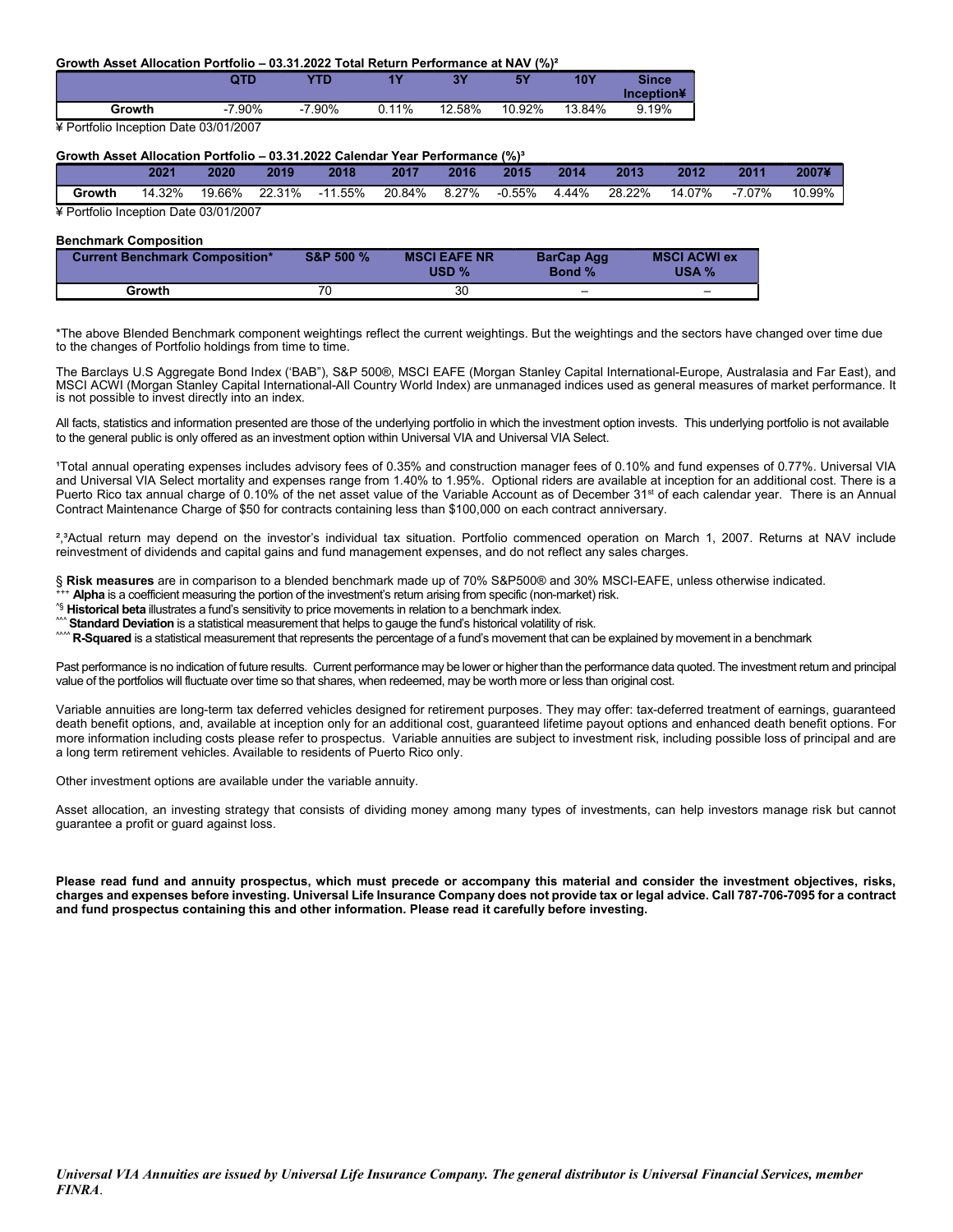**Growth Asset Allocation Portfolio – 03.31.2022 Total Return Performance at NAV (%)²**

| | QTD | YTD | 1Y | 3Y | 5Y | 10Y | Since Inception¥ |
|---|---|---|---|---|---|---|---|
| Growth | -7.90% | -7.90% | 0.11% | 12.58% | 10.92% | 13.84% | 9.19% |

¥ Portfolio Inception Date 03/01/2007

**Growth Asset Allocation Portfolio – 03.31.2022 Calendar Year Performance (%)³**

| | 2021 | 2020 | 2019 | 2018 | 2017 | 2016 | 2015 | 2014 | 2013 | 2012 | 2011 | 2007¥ |
|---|---|---|---|---|---|---|---|---|---|---|---|---|
| Growth | 14.32% | 19.66% | 22.31% | -11.55% | 20.84% | 8.27% | -0.55% | 4.44% | 28.22% | 14.07% | -7.07% | 10.99% |

¥ Portfolio Inception Date 03/01/2007

**Benchmark Composition**

| Current Benchmark Composition* | S&P 500 % | MSCI EAFE NR USD % | BarCap Agg Bond % | MSCI ACWI ex USA % |
|---|---|---|---|---|
| Growth | 70 | 30 | – | – |

*The above Blended Benchmark component weightings reflect the current weightings. But the weightings and the sectors have changed over time due to the changes of Portfolio holdings from time to time.

The Barclays U.S Aggregate Bond Index ('BAB"), S&P 500®, MSCI EAFE (Morgan Stanley Capital International-Europe, Australasia and Far East), and MSCI ACWI (Morgan Stanley Capital International-All Country World Index) are unmanaged indices used as general measures of market performance. It is not possible to invest directly into an index.

All facts, statistics and information presented are those of the underlying portfolio in which the investment option invests. This underlying portfolio is not available to the general public is only offered as an investment option within Universal VIA and Universal VIA Select.

¹Total annual operating expenses includes advisory fees of 0.35% and construction manager fees of 0.10% and fund expenses of 0.77%. Universal VIA and Universal VIA Select mortality and expenses range from 1.40% to 1.95%. Optional riders are available at inception for an additional cost. There is a Puerto Rico tax annual charge of 0.10% of the net asset value of the Variable Account as of December 31st of each calendar year. There is an Annual Contract Maintenance Charge of $50 for contracts containing less than $100,000 on each contract anniversary.

²,³Actual return may depend on the investor's individual tax situation. Portfolio commenced operation on March 1, 2007. Returns at NAV include reinvestment of dividends and capital gains and fund management expenses, and do not reflect any sales charges.

§ **Risk measures** are in comparison to a blended benchmark made up of 70% S&P500® and 30% MSCI-EAFE, unless otherwise indicated.

+++ **Alpha** is a coefficient measuring the portion of the investment's return arising from specific (non-market) risk.

^§ **Historical beta** illustrates a fund's sensitivity to price movements in relation to a benchmark index.

^^^ **Standard Deviation** is a statistical measurement that helps to gauge the fund's historical volatility of risk.

^^^^ **R-Squared** is a statistical measurement that represents the percentage of a fund's movement that can be explained by movement in a benchmark

Past performance is no indication of future results. Current performance may be lower or higher than the performance data quoted. The investment return and principal value of the portfolios will fluctuate over time so that shares, when redeemed, may be worth more or less than original cost.

Variable annuities are long-term tax deferred vehicles designed for retirement purposes. They may offer: tax-deferred treatment of earnings, guaranteed death benefit options, and, available at inception only for an additional cost, guaranteed lifetime payout options and enhanced death benefit options. For more information including costs please refer to prospectus. Variable annuities are subject to investment risk, including possible loss of principal and are a long term retirement vehicles. Available to residents of Puerto Rico only.

Other investment options are available under the variable annuity.

Asset allocation, an investing strategy that consists of dividing money among many types of investments, can help investors manage risk but cannot guarantee a profit or guard against loss.

**Please read fund and annuity prospectus, which must precede or accompany this material and consider the investment objectives, risks, charges and expenses before investing. Universal Life Insurance Company does not provide tax or legal advice. Call 787-706-7095 for a contract and fund prospectus containing this and other information. Please read it carefully before investing.**

*Universal VIA Annuities are issued by Universal Life Insurance Company. The general distributor is Universal Financial Services, member FINRA.*